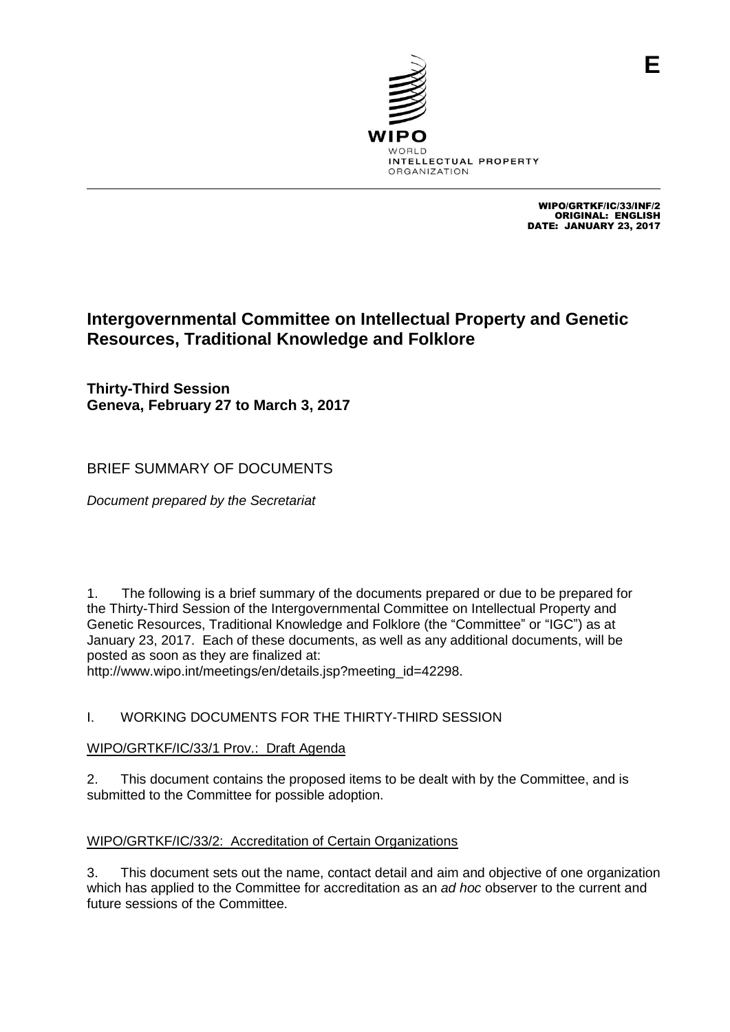E

WIPO
WORLD
INTELLECTUAL PROPERTY
ORGANIZATION

WIPO/GRTKF/IC/33/INF/2
ORIGINAL: ENGLISH
DATE: JANUARY 23, 2017

# Intergovernmental Committee on Intellectual Property and Genetic Resources, Traditional Knowledge and Folklore

**Thirty-Third Session**
**Geneva, February 27 to March 3, 2017**

## BRIEF SUMMARY OF DOCUMENTS

*Document prepared by the Secretariat*

1. The following is a brief summary of the documents prepared or due to be prepared for the Thirty-Third Session of the Intergovernmental Committee on Intellectual Property and Genetic Resources, Traditional Knowledge and Folklore (the "Committee" or "IGC") as at January 23, 2017. Each of these documents, as well as any additional documents, will be posted as soon as they are finalized at:
http://www.wipo.int/meetings/en/details.jsp?meeting_id=42298.

### I. WORKING DOCUMENTS FOR THE THIRTY-THIRD SESSION

WIPO/GRTKF/IC/33/1 Prov.: Draft Agenda

2. This document contains the proposed items to be dealt with by the Committee, and is submitted to the Committee for possible adoption.

WIPO/GRTKF/IC/33/2: Accreditation of Certain Organizations

3. This document sets out the name, contact detail and aim and objective of one organization which has applied to the Committee for accreditation as an *ad hoc* observer to the current and future sessions of the Committee.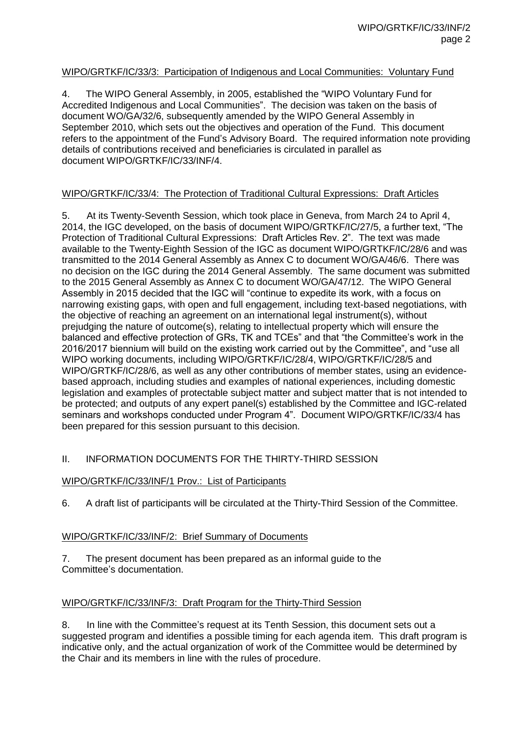WIPO/GRTKF/IC/33/3: Participation of Indigenous and Local Communities: Voluntary Fund

4. The WIPO General Assembly, in 2005, established the "WIPO Voluntary Fund for Accredited Indigenous and Local Communities". The decision was taken on the basis of document WO/GA/32/6, subsequently amended by the WIPO General Assembly in September 2010, which sets out the objectives and operation of the Fund. This document refers to the appointment of the Fund's Advisory Board. The required information note providing details of contributions received and beneficiaries is circulated in parallel as document WIPO/GRTKF/IC/33/INF/4.

WIPO/GRTKF/IC/33/4: The Protection of Traditional Cultural Expressions: Draft Articles

5. At its Twenty-Seventh Session, which took place in Geneva, from March 24 to April 4, 2014, the IGC developed, on the basis of document WIPO/GRTKF/IC/27/5, a further text, "The Protection of Traditional Cultural Expressions: Draft Articles Rev. 2". The text was made available to the Twenty-Eighth Session of the IGC as document WIPO/GRTKF/IC/28/6 and was transmitted to the 2014 General Assembly as Annex C to document WO/GA/46/6. There was no decision on the IGC during the 2014 General Assembly. The same document was submitted to the 2015 General Assembly as Annex C to document WO/GA/47/12. The WIPO General Assembly in 2015 decided that the IGC will "continue to expedite its work, with a focus on narrowing existing gaps, with open and full engagement, including text-based negotiations, with the objective of reaching an agreement on an international legal instrument(s), without prejudging the nature of outcome(s), relating to intellectual property which will ensure the balanced and effective protection of GRs, TK and TCEs" and that "the Committee's work in the 2016/2017 biennium will build on the existing work carried out by the Committee", and "use all WIPO working documents, including WIPO/GRTKF/IC/28/4, WIPO/GRTKF/IC/28/5 and WIPO/GRTKF/IC/28/6, as well as any other contributions of member states, using an evidence-based approach, including studies and examples of national experiences, including domestic legislation and examples of protectable subject matter and subject matter that is not intended to be protected; and outputs of any expert panel(s) established by the Committee and IGC-related seminars and workshops conducted under Program 4". Document WIPO/GRTKF/IC/33/4 has been prepared for this session pursuant to this decision.

## II. INFORMATION DOCUMENTS FOR THE THIRTY-THIRD SESSION

WIPO/GRTKF/IC/33/INF/1 Prov.: List of Participants

6. A draft list of participants will be circulated at the Thirty-Third Session of the Committee.

WIPO/GRTKF/IC/33/INF/2: Brief Summary of Documents

7. The present document has been prepared as an informal guide to the Committee's documentation.

WIPO/GRTKF/IC/33/INF/3: Draft Program for the Thirty-Third Session

8. In line with the Committee's request at its Tenth Session, this document sets out a suggested program and identifies a possible timing for each agenda item. This draft program is indicative only, and the actual organization of work of the Committee would be determined by the Chair and its members in line with the rules of procedure.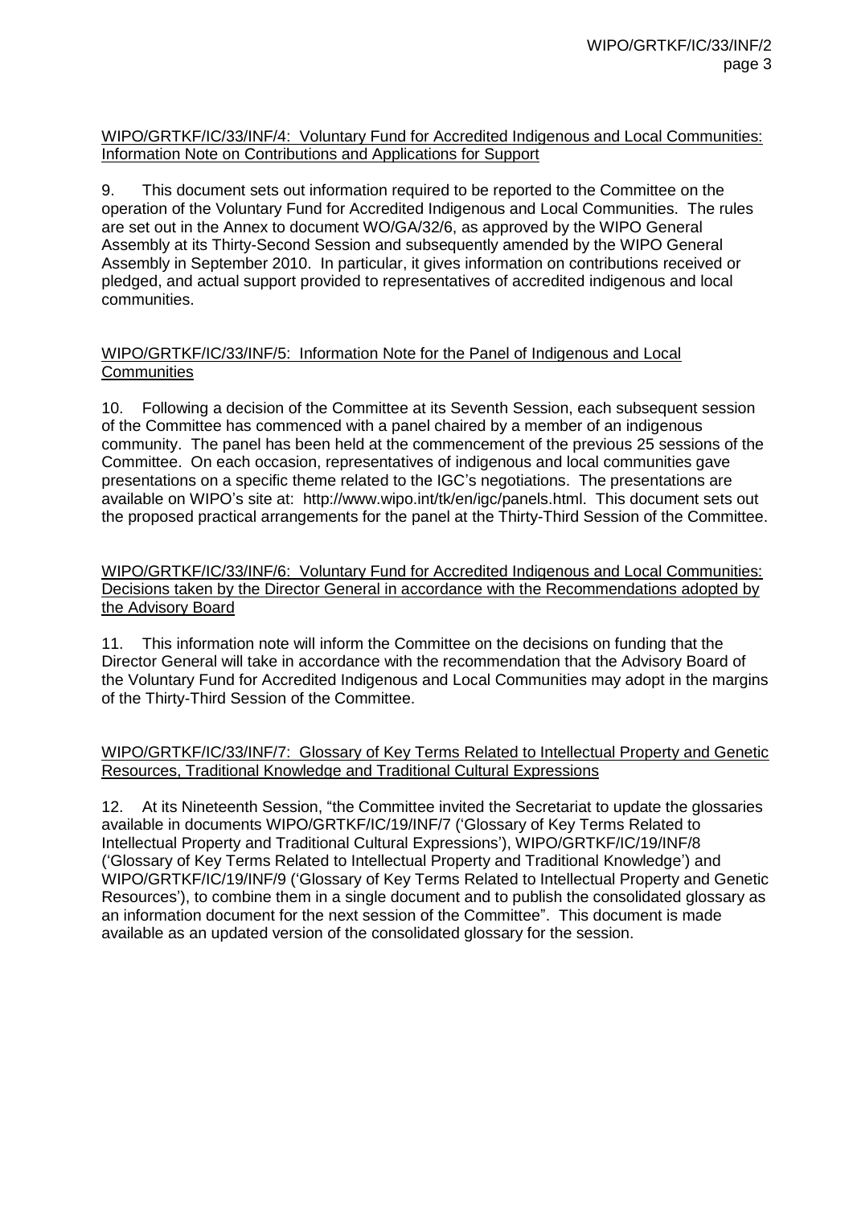WIPO/GRTKF/IC/33/INF/4: Voluntary Fund for Accredited Indigenous and Local Communities: Information Note on Contributions and Applications for Support

9. This document sets out information required to be reported to the Committee on the operation of the Voluntary Fund for Accredited Indigenous and Local Communities. The rules are set out in the Annex to document WO/GA/32/6, as approved by the WIPO General Assembly at its Thirty-Second Session and subsequently amended by the WIPO General Assembly in September 2010. In particular, it gives information on contributions received or pledged, and actual support provided to representatives of accredited indigenous and local communities.

WIPO/GRTKF/IC/33/INF/5: Information Note for the Panel of Indigenous and Local Communities

10. Following a decision of the Committee at its Seventh Session, each subsequent session of the Committee has commenced with a panel chaired by a member of an indigenous community. The panel has been held at the commencement of the previous 25 sessions of the Committee. On each occasion, representatives of indigenous and local communities gave presentations on a specific theme related to the IGC's negotiations. The presentations are available on WIPO's site at: http://www.wipo.int/tk/en/igc/panels.html. This document sets out the proposed practical arrangements for the panel at the Thirty-Third Session of the Committee.

WIPO/GRTKF/IC/33/INF/6: Voluntary Fund for Accredited Indigenous and Local Communities: Decisions taken by the Director General in accordance with the Recommendations adopted by the Advisory Board

11. This information note will inform the Committee on the decisions on funding that the Director General will take in accordance with the recommendation that the Advisory Board of the Voluntary Fund for Accredited Indigenous and Local Communities may adopt in the margins of the Thirty-Third Session of the Committee.

WIPO/GRTKF/IC/33/INF/7: Glossary of Key Terms Related to Intellectual Property and Genetic Resources, Traditional Knowledge and Traditional Cultural Expressions

12. At its Nineteenth Session, "the Committee invited the Secretariat to update the glossaries available in documents WIPO/GRTKF/IC/19/INF/7 ('Glossary of Key Terms Related to Intellectual Property and Traditional Cultural Expressions'), WIPO/GRTKF/IC/19/INF/8 ('Glossary of Key Terms Related to Intellectual Property and Traditional Knowledge') and WIPO/GRTKF/IC/19/INF/9 ('Glossary of Key Terms Related to Intellectual Property and Genetic Resources'), to combine them in a single document and to publish the consolidated glossary as an information document for the next session of the Committee". This document is made available as an updated version of the consolidated glossary for the session.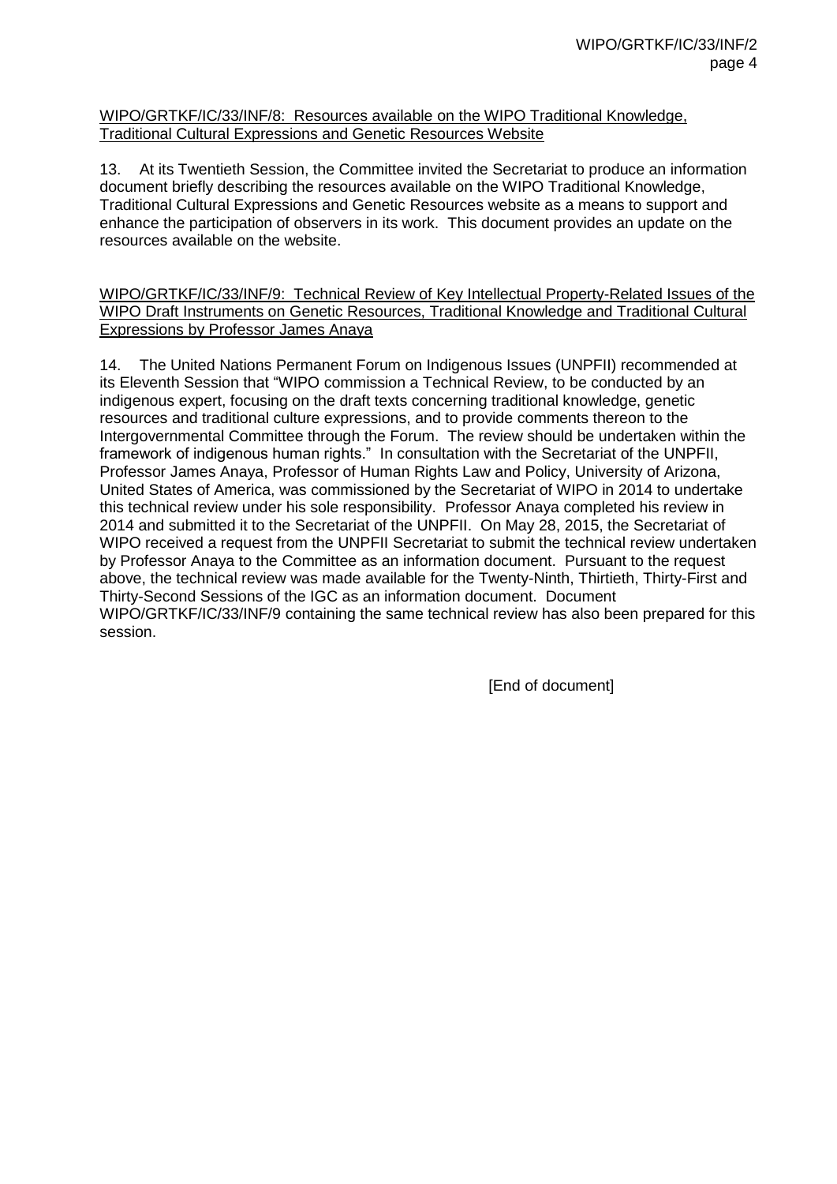<u>WIPO/GRTKF/IC/33/INF/8: Resources available on the WIPO Traditional Knowledge, Traditional Cultural Expressions and Genetic Resources Website</u>

13. At its Twentieth Session, the Committee invited the Secretariat to produce an information document briefly describing the resources available on the WIPO Traditional Knowledge, Traditional Cultural Expressions and Genetic Resources website as a means to support and enhance the participation of observers in its work. This document provides an update on the resources available on the website.

<u>WIPO/GRTKF/IC/33/INF/9: Technical Review of Key Intellectual Property-Related Issues of the WIPO Draft Instruments on Genetic Resources, Traditional Knowledge and Traditional Cultural Expressions by Professor James Anaya</u>

14. The United Nations Permanent Forum on Indigenous Issues (UNPFII) recommended at its Eleventh Session that "WIPO commission a Technical Review, to be conducted by an indigenous expert, focusing on the draft texts concerning traditional knowledge, genetic resources and traditional culture expressions, and to provide comments thereon to the Intergovernmental Committee through the Forum. The review should be undertaken within the framework of indigenous human rights." In consultation with the Secretariat of the UNPFII, Professor James Anaya, Professor of Human Rights Law and Policy, University of Arizona, United States of America, was commissioned by the Secretariat of WIPO in 2014 to undertake this technical review under his sole responsibility. Professor Anaya completed his review in 2014 and submitted it to the Secretariat of the UNPFII. On May 28, 2015, the Secretariat of WIPO received a request from the UNPFII Secretariat to submit the technical review undertaken by Professor Anaya to the Committee as an information document. Pursuant to the request above, the technical review was made available for the Twenty-Ninth, Thirtieth, Thirty-First and Thirty-Second Sessions of the IGC as an information document. Document WIPO/GRTKF/IC/33/INF/9 containing the same technical review has also been prepared for this session.

[End of document]